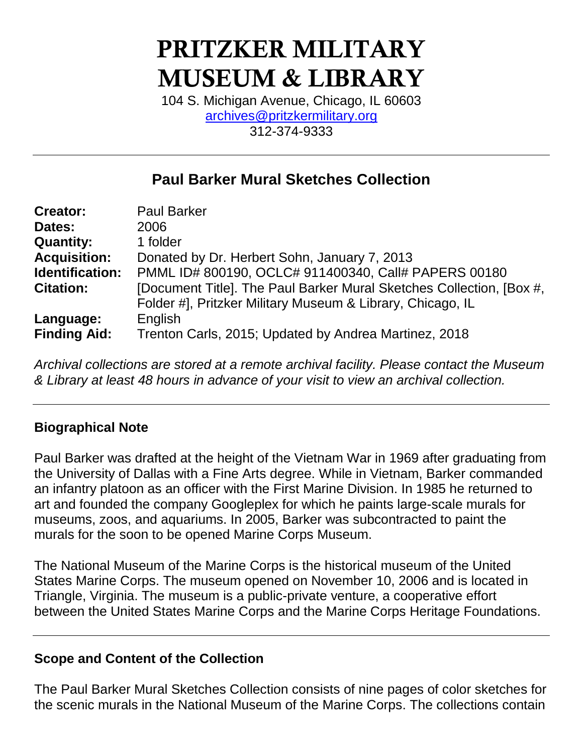# PRITZKER MILITARY MUSEUM & LIBRARY

104 S. Michigan Avenue, Chicago, IL 60603
archives@pritzkermilitary.org
312-374-9333

---

## Paul Barker Mural Sketches Collection

| | |
|---|---|
| **Creator:** | Paul Barker |
| **Dates:** | 2006 |
| **Quantity:** | 1 folder |
| **Acquisition:** | Donated by Dr. Herbert Sohn, January 7, 2013 |
| **Identification:** | PMML ID# 800190, OCLC# 911400340, Call# PAPERS 00180 |
| **Citation:** | [Document Title]. The Paul Barker Mural Sketches Collection, [Box #, Folder #], Pritzker Military Museum & Library, Chicago, IL |
| **Language:** | English |
| **Finding Aid:** | Trenton Carls, 2015; Updated by Andrea Martinez, 2018 |

*Archival collections are stored at a remote archival facility. Please contact the Museum & Library at least 48 hours in advance of your visit to view an archival collection.*

---

### Biographical Note

Paul Barker was drafted at the height of the Vietnam War in 1969 after graduating from the University of Dallas with a Fine Arts degree. While in Vietnam, Barker commanded an infantry platoon as an officer with the First Marine Division. In 1985 he returned to art and founded the company Googleplex for which he paints large-scale murals for museums, zoos, and aquariums. In 2005, Barker was subcontracted to paint the murals for the soon to be opened Marine Corps Museum.

The National Museum of the Marine Corps is the historical museum of the United States Marine Corps. The museum opened on November 10, 2006 and is located in Triangle, Virginia. The museum is a public-private venture, a cooperative effort between the United States Marine Corps and the Marine Corps Heritage Foundations.

---

### Scope and Content of the Collection

The Paul Barker Mural Sketches Collection consists of nine pages of color sketches for the scenic murals in the National Museum of the Marine Corps. The collections contain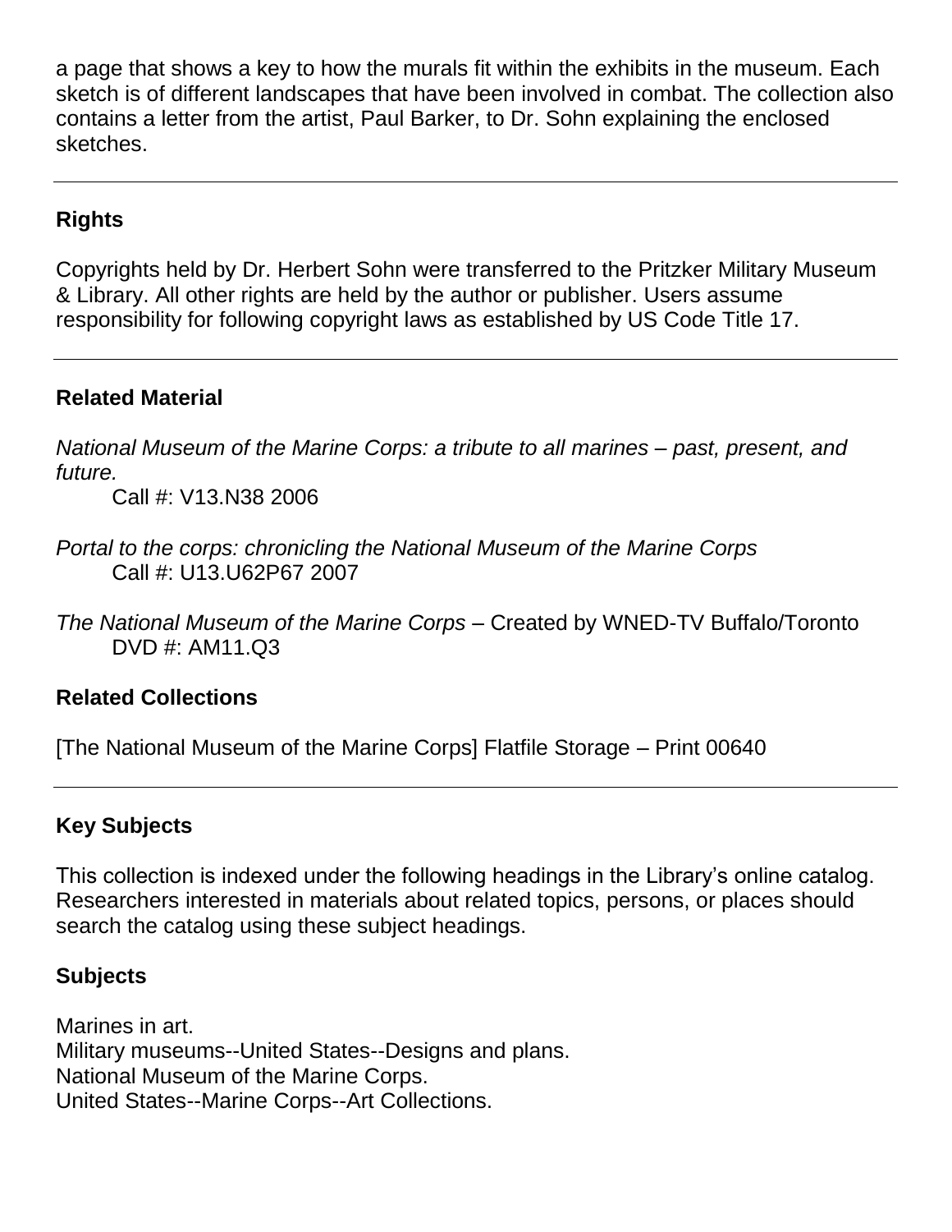a page that shows a key to how the murals fit within the exhibits in the museum. Each sketch is of different landscapes that have been involved in combat. The collection also contains a letter from the artist, Paul Barker, to Dr. Sohn explaining the enclosed sketches.

---

## Rights

Copyrights held by Dr. Herbert Sohn were transferred to the Pritzker Military Museum & Library. All other rights are held by the author or publisher. Users assume responsibility for following copyright laws as established by US Code Title 17.

---

## Related Material

*National Museum of the Marine Corps: a tribute to all marines – past, present, and future.*
Call #: V13.N38 2006

*Portal to the corps: chronicling the National Museum of the Marine Corps*
Call #: U13.U62P67 2007

*The National Museum of the Marine Corps* – Created by WNED-TV Buffalo/Toronto
DVD #: AM11.Q3

## Related Collections

[The National Museum of the Marine Corps] Flatfile Storage – Print 00640

---

## Key Subjects

This collection is indexed under the following headings in the Library's online catalog. Researchers interested in materials about related topics, persons, or places should search the catalog using these subject headings.

## Subjects

Marines in art.
Military museums--United States--Designs and plans.
National Museum of the Marine Corps.
United States--Marine Corps--Art Collections.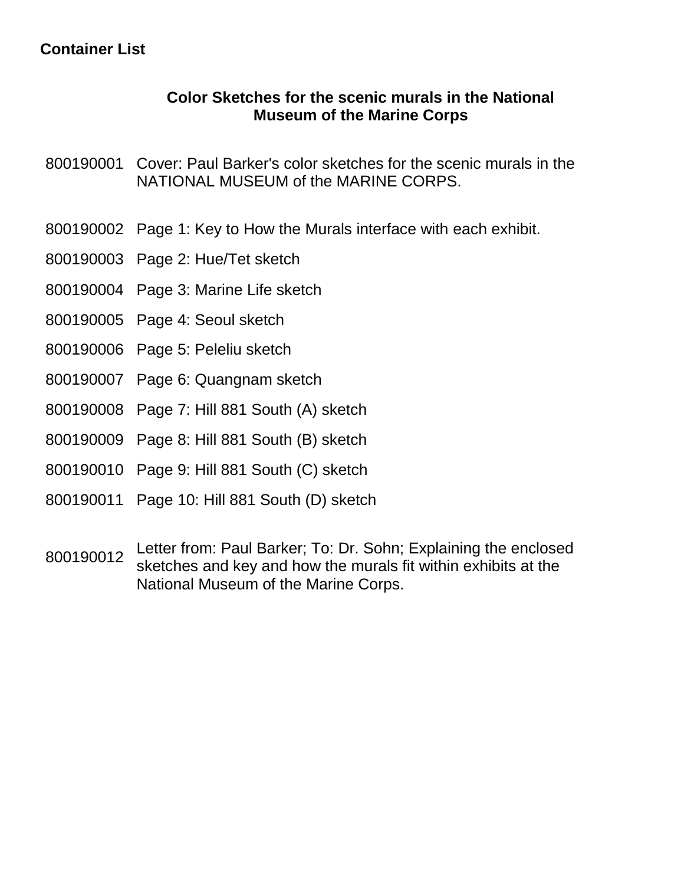## Container List

### Color Sketches for the scenic murals in the National Museum of the Marine Corps

| | |
|---|---|
| 800190001 | Cover: Paul Barker's color sketches for the scenic murals in the NATIONAL MUSEUM of the MARINE CORPS. |
| 800190002 | Page 1: Key to How the Murals interface with each exhibit. |
| 800190003 | Page 2: Hue/Tet sketch |
| 800190004 | Page 3: Marine Life sketch |
| 800190005 | Page 4: Seoul sketch |
| 800190006 | Page 5: Peleliu sketch |
| 800190007 | Page 6: Quangnam sketch |
| 800190008 | Page 7: Hill 881 South (A) sketch |
| 800190009 | Page 8: Hill 881 South (B) sketch |
| 800190010 | Page 9: Hill 881 South (C) sketch |
| 800190011 | Page 10: Hill 881 South (D) sketch |
| 800190012 | Letter from: Paul Barker; To: Dr. Sohn; Explaining the enclosed sketches and key and how the murals fit within exhibits at the National Museum of the Marine Corps. |